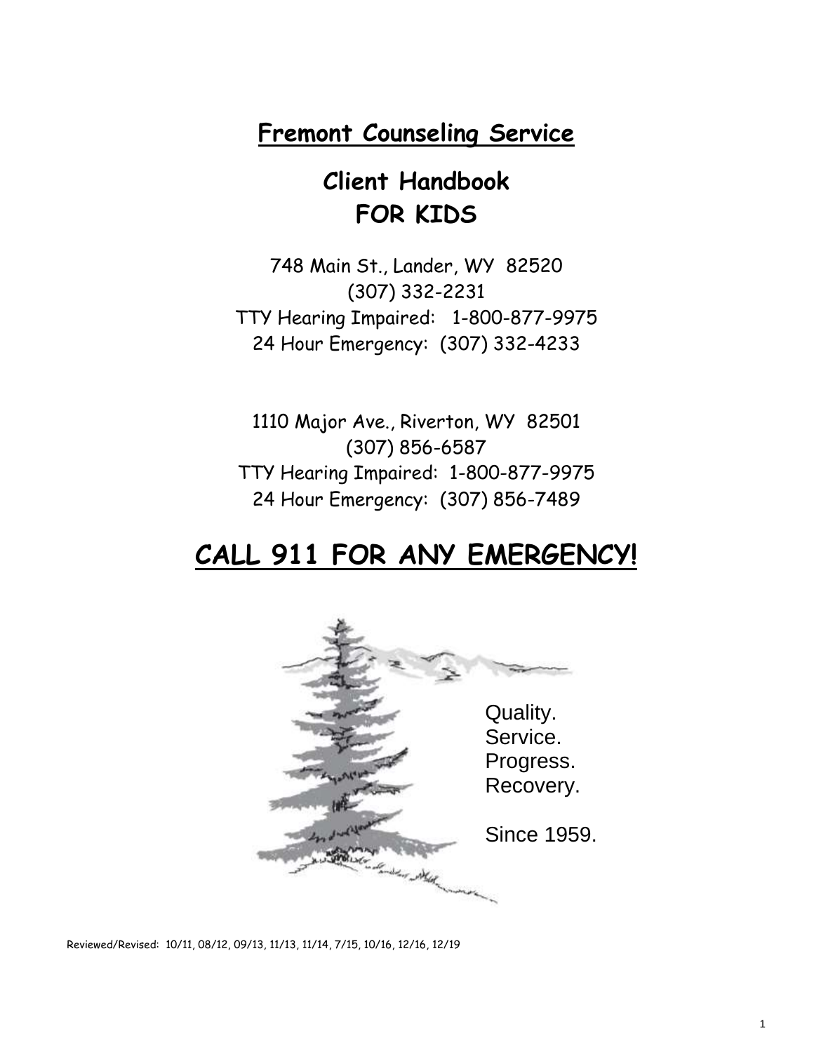# Fremont Counseling Service

## Client Handbook
## FOR KIDS

748 Main St., Lander, WY 82520
(307) 332-2231
TTY Hearing Impaired: 1-800-877-9975
24 Hour Emergency: (307) 332-4233

1110 Major Ave., Riverton, WY 82501
(307) 856-6587
TTY Hearing Impaired: 1-800-877-9975
24 Hour Emergency: (307) 856-7489

# CALL 911 FOR ANY EMERGENCY!

Quality.
Service.
Progress.
Recovery.

Since 1959.

Reviewed/Revised: 10/11, 08/12, 09/13, 11/13, 11/14, 7/15, 10/16, 12/16, 12/19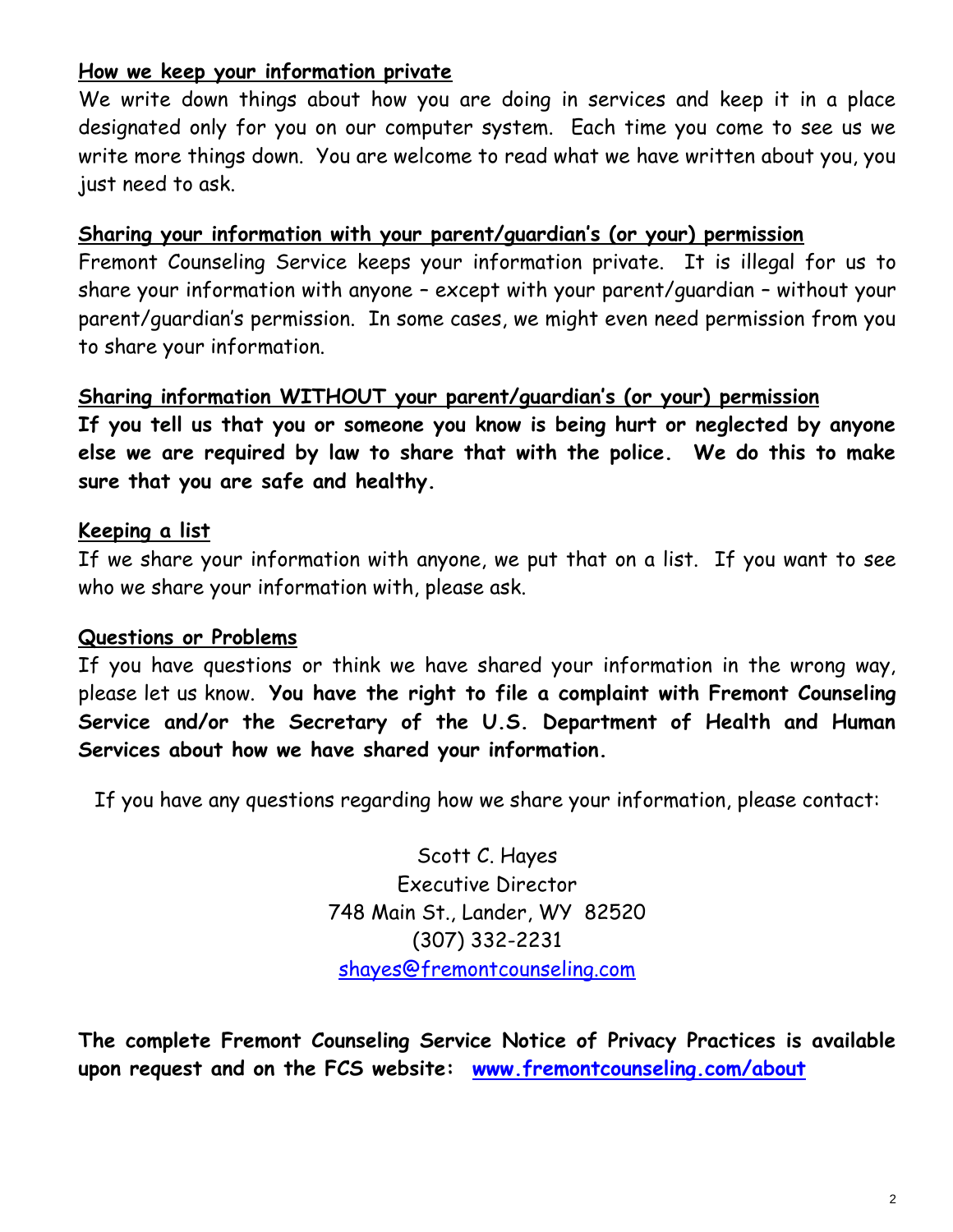## How we keep your information private

We write down things about how you are doing in services and keep it in a place designated only for you on our computer system. Each time you come to see us we write more things down. You are welcome to read what we have written about you, you just need to ask.

## Sharing your information with your parent/guardian's (or your) permission

Fremont Counseling Service keeps your information private. It is illegal for us to share your information with anyone – except with your parent/guardian – without your parent/guardian's permission. In some cases, we might even need permission from you to share your information.

## Sharing information WITHOUT your parent/guardian's (or your) permission

**If you tell us that you or someone you know is being hurt or neglected by anyone else we are required by law to share that with the police. We do this to make sure that you are safe and healthy.**

## Keeping a list

If we share your information with anyone, we put that on a list. If you want to see who we share your information with, please ask.

## Questions or Problems

If you have questions or think we have shared your information in the wrong way, please let us know. **You have the right to file a complaint with Fremont Counseling Service and/or the Secretary of the U.S. Department of Health and Human Services about how we have shared your information.**

If you have any questions regarding how we share your information, please contact:

Scott C. Hayes
Executive Director
748 Main St., Lander, WY 82520
(307) 332-2231
shayes@fremontcounseling.com

**The complete Fremont Counseling Service Notice of Privacy Practices is available upon request and on the FCS website: www.fremontcounseling.com/about**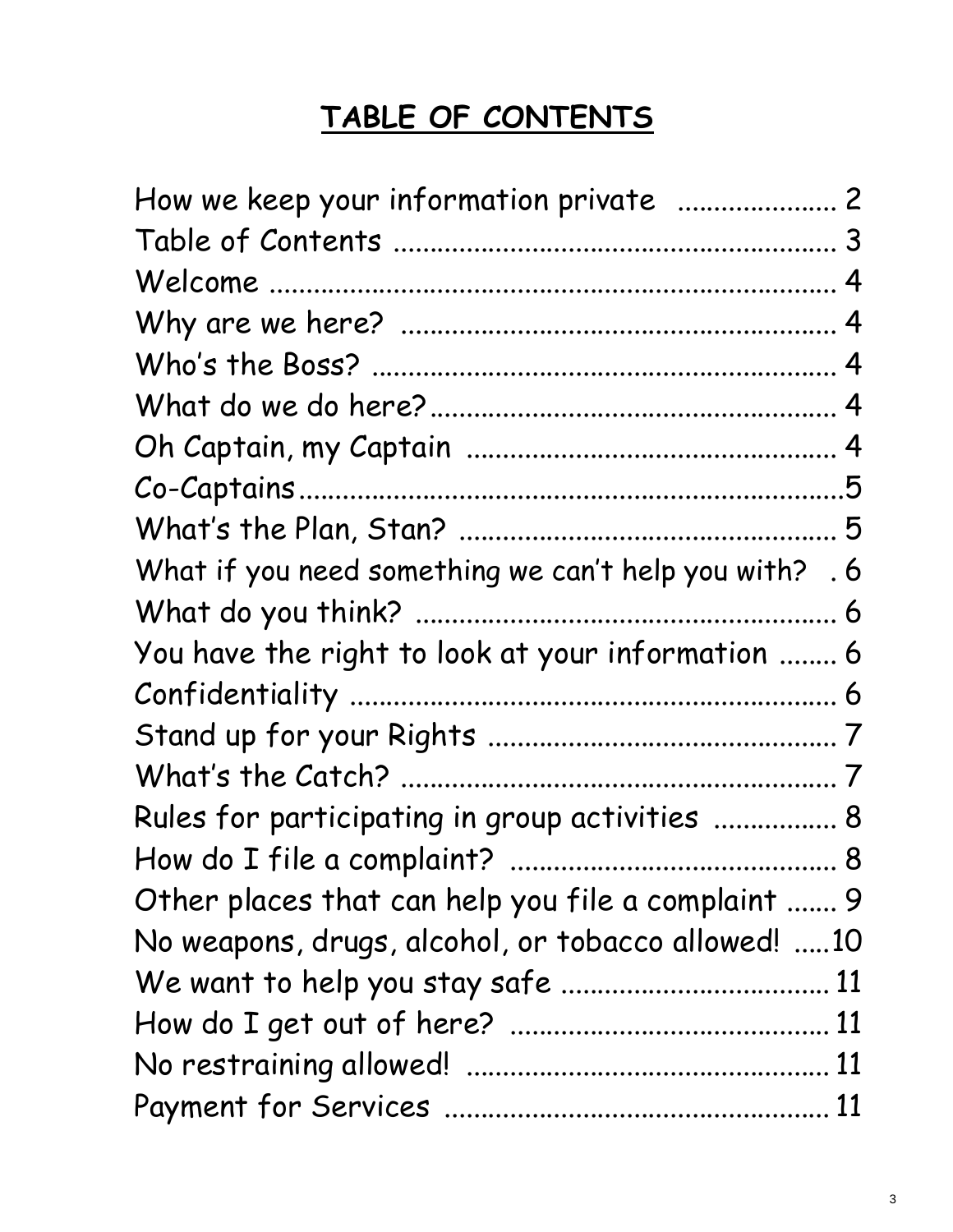# TABLE OF CONTENTS

How we keep your information private ..................... 2
Table of Contents ........................................................... 3
Welcome ............................................................................ 4
Why are we here? ......................................................... 4
Who's the Boss? ............................................................. 4
What do we do here?...................................................... 4
Oh Captain, my Captain ................................................. 4
Co-Captains.........................................................................5
What's the Plan, Stan? ................................................... 5
What if you need something we can't help you with? . 6
What do you think? ........................................................ 6
You have the right to look at your information ........ 6
Confidentiality ................................................................. 6
Stand up for your Rights ............................................... 7
What's the Catch? .......................................................... 7
Rules for participating in group activities ................ 8
How do I file a complaint? ............................................ 8
Other places that can help you file a complaint ....... 9
No weapons, drugs, alcohol, or tobacco allowed! .....10
We want to help you stay safe .................................... 11
How do I get out of here? ........................................... 11
No restraining allowed! ................................................. 11
Payment for Services ................................................... 11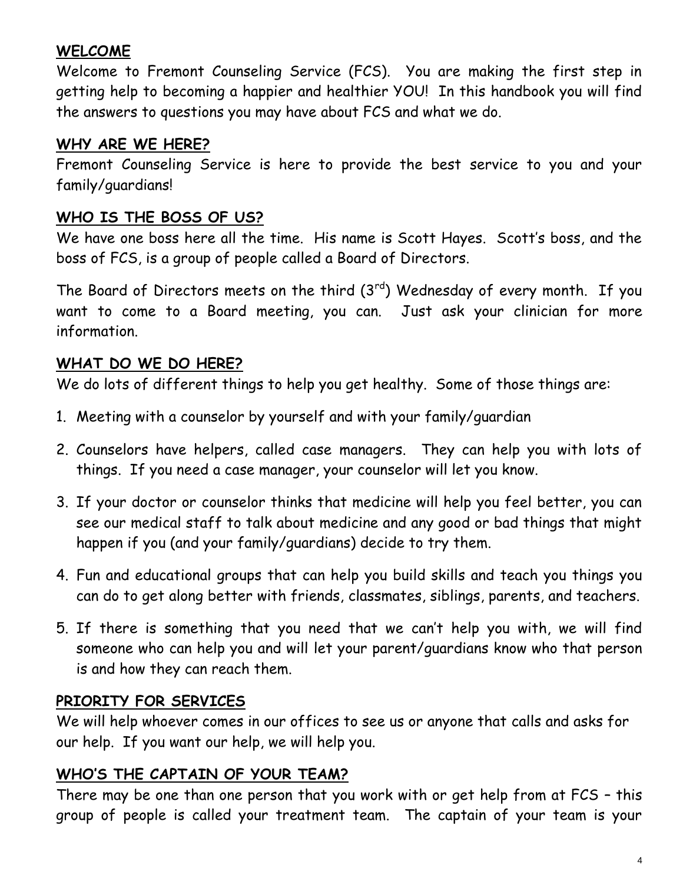## WELCOME

Welcome to Fremont Counseling Service (FCS). You are making the first step in getting help to becoming a happier and healthier YOU! In this handbook you will find the answers to questions you may have about FCS and what we do.

## WHY ARE WE HERE?

Fremont Counseling Service is here to provide the best service to you and your family/guardians!

## WHO IS THE BOSS OF US?

We have one boss here all the time. His name is Scott Hayes. Scott's boss, and the boss of FCS, is a group of people called a Board of Directors.

The Board of Directors meets on the third (3rd) Wednesday of every month. If you want to come to a Board meeting, you can. Just ask your clinician for more information.

## WHAT DO WE DO HERE?

We do lots of different things to help you get healthy. Some of those things are:

1. Meeting with a counselor by yourself and with your family/guardian
2. Counselors have helpers, called case managers. They can help you with lots of things. If you need a case manager, your counselor will let you know.
3. If your doctor or counselor thinks that medicine will help you feel better, you can see our medical staff to talk about medicine and any good or bad things that might happen if you (and your family/guardians) decide to try them.
4. Fun and educational groups that can help you build skills and teach you things you can do to get along better with friends, classmates, siblings, parents, and teachers.
5. If there is something that you need that we can't help you with, we will find someone who can help you and will let your parent/guardians know who that person is and how they can reach them.

## PRIORITY FOR SERVICES

We will help whoever comes in our offices to see us or anyone that calls and asks for our help. If you want our help, we will help you.

## WHO'S THE CAPTAIN OF YOUR TEAM?

There may be one than one person that you work with or get help from at FCS – this group of people is called your treatment team. The captain of your team is your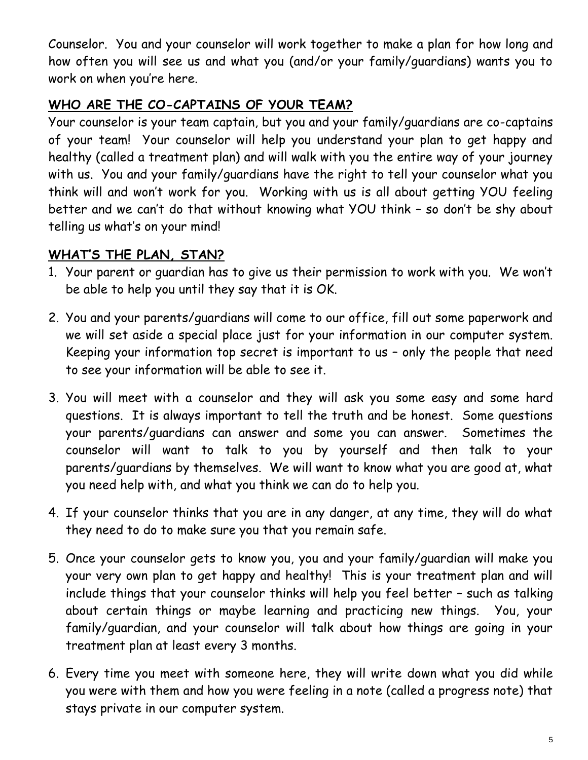Counselor. You and your counselor will work together to make a plan for how long and how often you will see us and what you (and/or your family/guardians) wants you to work on when you're here.

## WHO ARE THE CO-CAPTAINS OF YOUR TEAM?

Your counselor is your team captain, but you and your family/guardians are co-captains of your team! Your counselor will help you understand your plan to get happy and healthy (called a treatment plan) and will walk with you the entire way of your journey with us. You and your family/guardians have the right to tell your counselor what you think will and won't work for you. Working with us is all about getting YOU feeling better and we can't do that without knowing what YOU think – so don't be shy about telling us what's on your mind!

## WHAT'S THE PLAN, STAN?

1. Your parent or guardian has to give us their permission to work with you. We won't be able to help you until they say that it is OK.

2. You and your parents/guardians will come to our office, fill out some paperwork and we will set aside a special place just for your information in our computer system. Keeping your information top secret is important to us – only the people that need to see your information will be able to see it.

3. You will meet with a counselor and they will ask you some easy and some hard questions. It is always important to tell the truth and be honest. Some questions your parents/guardians can answer and some you can answer. Sometimes the counselor will want to talk to you by yourself and then talk to your parents/guardians by themselves. We will want to know what you are good at, what you need help with, and what you think we can do to help you.

4. If your counselor thinks that you are in any danger, at any time, they will do what they need to do to make sure you that you remain safe.

5. Once your counselor gets to know you, you and your family/guardian will make you your very own plan to get happy and healthy! This is your treatment plan and will include things that your counselor thinks will help you feel better – such as talking about certain things or maybe learning and practicing new things. You, your family/guardian, and your counselor will talk about how things are going in your treatment plan at least every 3 months.

6. Every time you meet with someone here, they will write down what you did while you were with them and how you were feeling in a note (called a progress note) that stays private in our computer system.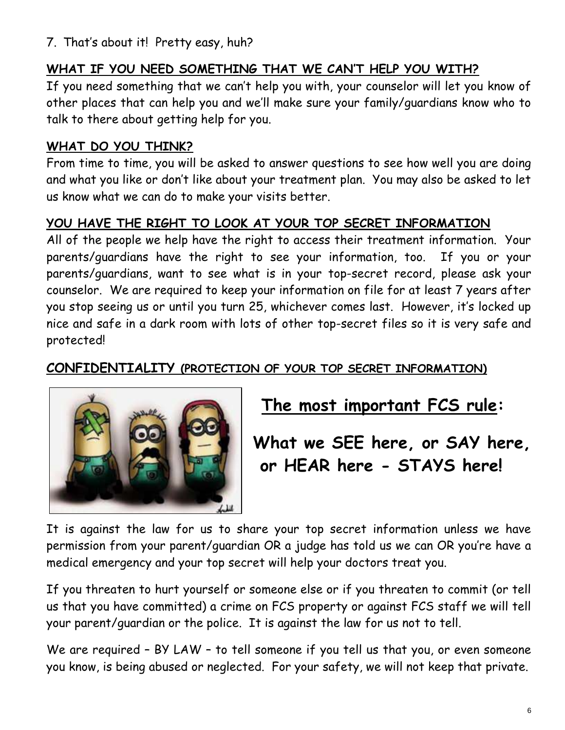7. That's about it! Pretty easy, huh?

## WHAT IF YOU NEED SOMETHING THAT WE CAN'T HELP YOU WITH?

If you need something that we can't help you with, your counselor will let you know of other places that can help you and we'll make sure your family/guardians know who to talk to there about getting help for you.

## WHAT DO YOU THINK?

From time to time, you will be asked to answer questions to see how well you are doing and what you like or don't like about your treatment plan. You may also be asked to let us know what we can do to make your visits better.

## YOU HAVE THE RIGHT TO LOOK AT YOUR TOP SECRET INFORMATION

All of the people we help have the right to access their treatment information. Your parents/guardians have the right to see your information, too. If you or your parents/guardians, want to see what is in your top-secret record, please ask your counselor. We are required to keep your information on file for at least 7 years after you stop seeing us or until you turn 25, whichever comes last. However, it's locked up nice and safe in a dark room with lots of other top-secret files so it is very safe and protected!

## CONFIDENTIALITY (PROTECTION OF YOUR TOP SECRET INFORMATION)

**The most important FCS rule:**

**What we SEE here, or SAY here, or HEAR here - STAYS here!**

It is against the law for us to share your top secret information unless we have permission from your parent/guardian OR a judge has told us we can OR you're have a medical emergency and your top secret will help your doctors treat you.

If you threaten to hurt yourself or someone else or if you threaten to commit (or tell us that you have committed) a crime on FCS property or against FCS staff we will tell your parent/guardian or the police. It is against the law for us not to tell.

We are required – BY LAW – to tell someone if you tell us that you, or even someone you know, is being abused or neglected. For your safety, we will not keep that private.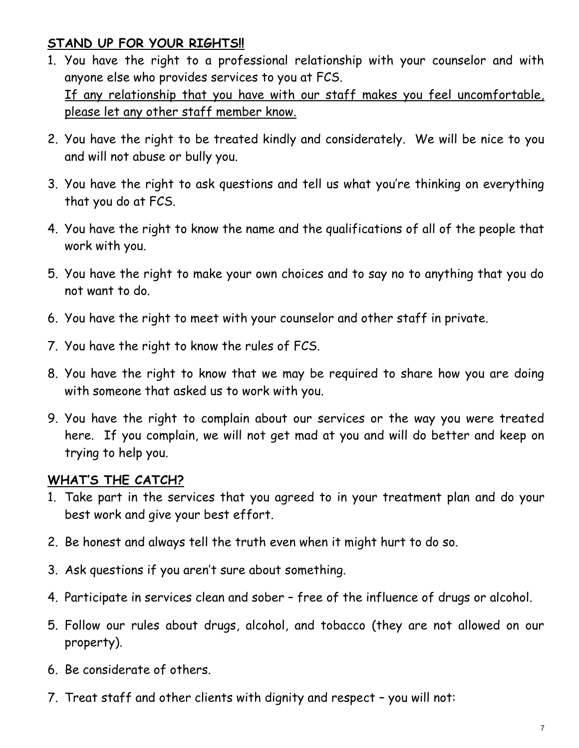## STAND UP FOR YOUR RIGHTS!!

1. You have the right to a professional relationship with your counselor and with anyone else who provides services to you at FCS.
   If any relationship that you have with our staff makes you feel uncomfortable, please let any other staff member know.
2. You have the right to be treated kindly and considerately. We will be nice to you and will not abuse or bully you.
3. You have the right to ask questions and tell us what you're thinking on everything that you do at FCS.
4. You have the right to know the name and the qualifications of all of the people that work with you.
5. You have the right to make your own choices and to say no to anything that you do not want to do.
6. You have the right to meet with your counselor and other staff in private.
7. You have the right to know the rules of FCS.
8. You have the right to know that we may be required to share how you are doing with someone that asked us to work with you.
9. You have the right to complain about our services or the way you were treated here. If you complain, we will not get mad at you and will do better and keep on trying to help you.

## WHAT'S THE CATCH?

1. Take part in the services that you agreed to in your treatment plan and do your best work and give your best effort.
2. Be honest and always tell the truth even when it might hurt to do so.
3. Ask questions if you aren't sure about something.
4. Participate in services clean and sober – free of the influence of drugs or alcohol.
5. Follow our rules about drugs, alcohol, and tobacco (they are not allowed on our property).
6. Be considerate of others.
7. Treat staff and other clients with dignity and respect – you will not: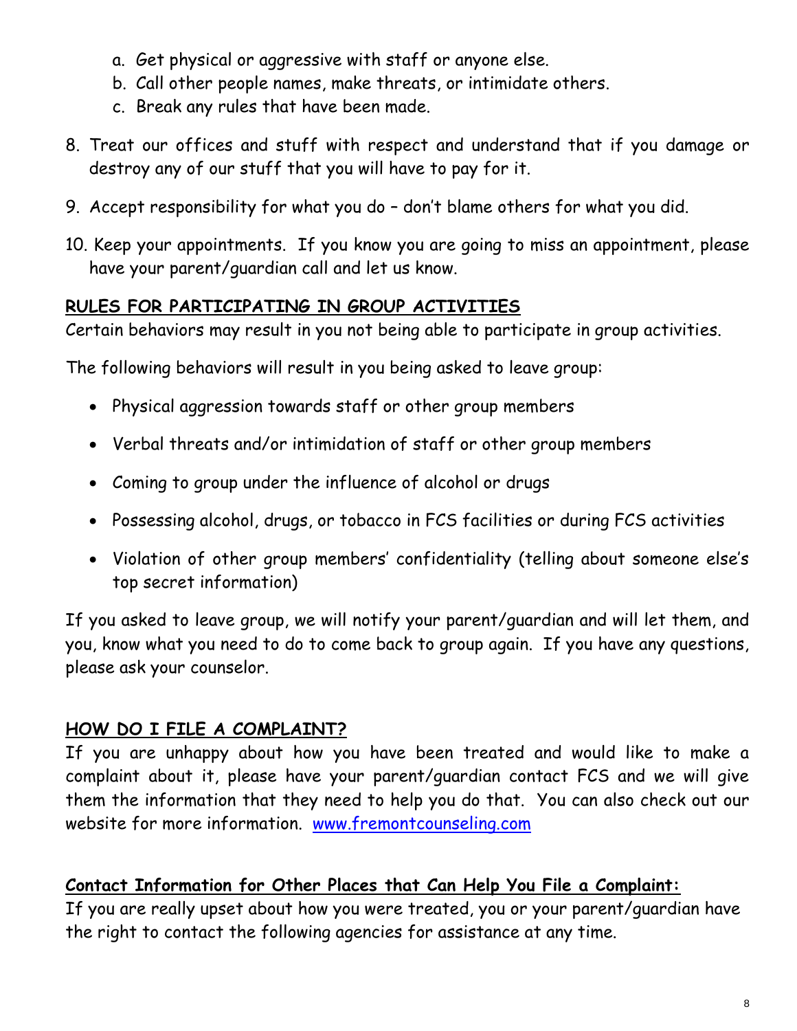a. Get physical or aggressive with staff or anyone else.
b. Call other people names, make threats, or intimidate others.
c. Break any rules that have been made.

8. Treat our offices and stuff with respect and understand that if you damage or destroy any of our stuff that you will have to pay for it.
9. Accept responsibility for what you do – don't blame others for what you did.
10. Keep your appointments. If you know you are going to miss an appointment, please have your parent/guardian call and let us know.

## RULES FOR PARTICIPATING IN GROUP ACTIVITIES

Certain behaviors may result in you not being able to participate in group activities.

The following behaviors will result in you being asked to leave group:

- Physical aggression towards staff or other group members
- Verbal threats and/or intimidation of staff or other group members
- Coming to group under the influence of alcohol or drugs
- Possessing alcohol, drugs, or tobacco in FCS facilities or during FCS activities
- Violation of other group members' confidentiality (telling about someone else's top secret information)

If you asked to leave group, we will notify your parent/guardian and will let them, and you, know what you need to do to come back to group again. If you have any questions, please ask your counselor.

## HOW DO I FILE A COMPLAINT?

If you are unhappy about how you have been treated and would like to make a complaint about it, please have your parent/guardian contact FCS and we will give them the information that they need to help you do that. You can also check out our website for more information. [www.fremontcounseling.com](http://www.fremontcounseling.com)

## Contact Information for Other Places that Can Help You File a Complaint:

If you are really upset about how you were treated, you or your parent/guardian have the right to contact the following agencies for assistance at any time.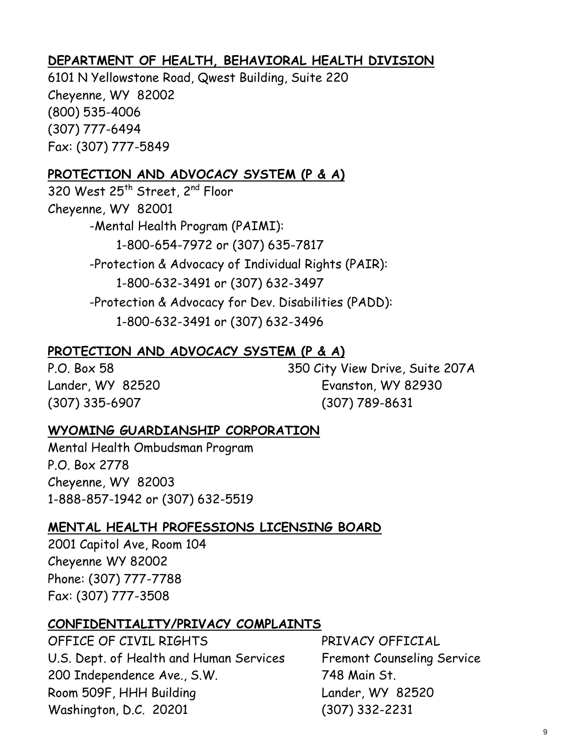## DEPARTMENT OF HEALTH, BEHAVIORAL HEALTH DIVISION

6101 N Yellowstone Road, Qwest Building, Suite 220
Cheyenne, WY 82002
(800) 535-4006
(307) 777-6494
Fax: (307) 777-5849

## PROTECTION AND ADVOCACY SYSTEM (P & A)

320 West 25th Street, 2nd Floor
Cheyenne, WY 82001

- Mental Health Program (PAIMI):
  1-800-654-7972 or (307) 635-7817
- Protection & Advocacy of Individual Rights (PAIR):
  1-800-632-3491 or (307) 632-3497
- Protection & Advocacy for Dev. Disabilities (PADD):
  1-800-632-3491 or (307) 632-3496

## PROTECTION AND ADVOCACY SYSTEM (P & A)

P.O. Box 58
Lander, WY 82520
(307) 335-6907

350 City View Drive, Suite 207A
Evanston, WY 82930
(307) 789-8631

## WYOMING GUARDIANSHIP CORPORATION

Mental Health Ombudsman Program
P.O. Box 2778
Cheyenne, WY 82003
1-888-857-1942 or (307) 632-5519

## MENTAL HEALTH PROFESSIONS LICENSING BOARD

2001 Capitol Ave, Room 104
Cheyenne WY 82002
Phone: (307) 777-7788
Fax: (307) 777-3508

## CONFIDENTIALITY/PRIVACY COMPLAINTS

OFFICE OF CIVIL RIGHTS
U.S. Dept. of Health and Human Services
200 Independence Ave., S.W.
Room 509F, HHH Building
Washington, D.C. 20201

PRIVACY OFFICIAL
Fremont Counseling Service
748 Main St.
Lander, WY 82520
(307) 332-2231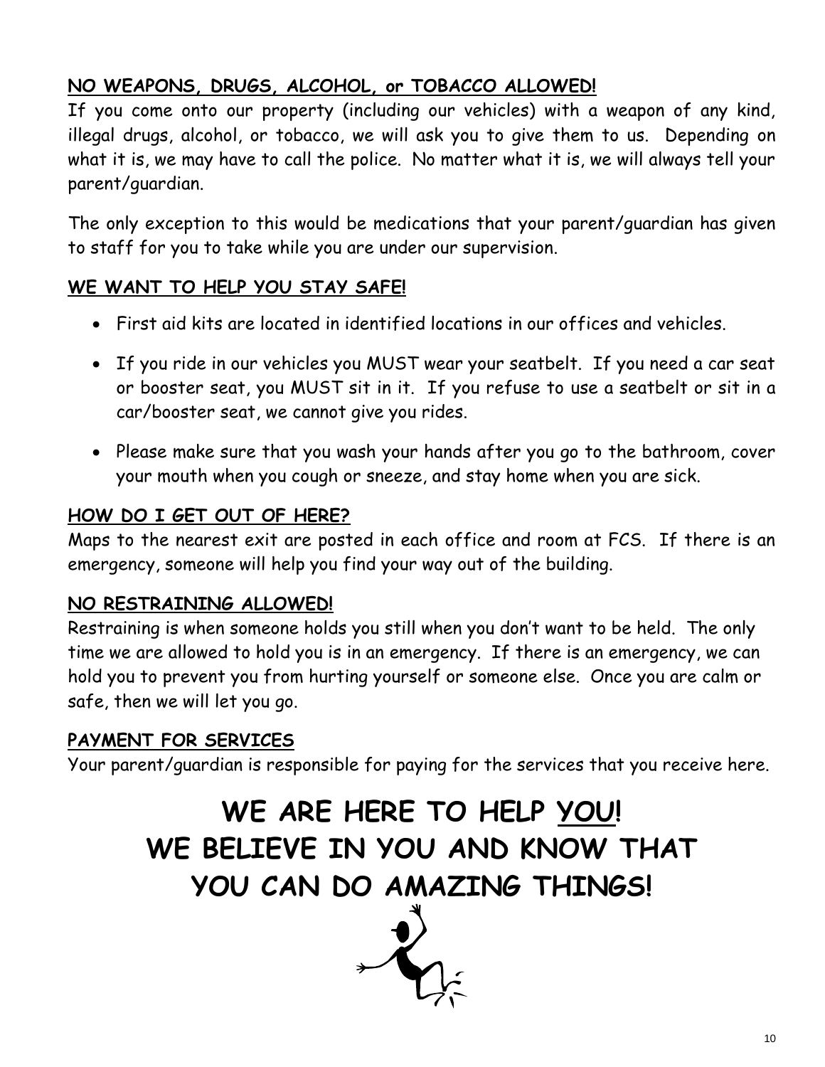## **NO WEAPONS, DRUGS, ALCOHOL, or TOBACCO ALLOWED!**

If you come onto our property (including our vehicles) with a weapon of any kind, illegal drugs, alcohol, or tobacco, we will ask you to give them to us. Depending on what it is, we may have to call the police. No matter what it is, we will always tell your parent/guardian.

The only exception to this would be medications that your parent/guardian has given to staff for you to take while you are under our supervision.

## **WE WANT TO HELP YOU STAY SAFE!**

- First aid kits are located in identified locations in our offices and vehicles.
- If you ride in our vehicles you MUST wear your seatbelt. If you need a car seat or booster seat, you MUST sit in it. If you refuse to use a seatbelt or sit in a car/booster seat, we cannot give you rides.
- Please make sure that you wash your hands after you go to the bathroom, cover your mouth when you cough or sneeze, and stay home when you are sick.

## **HOW DO I GET OUT OF HERE?**

Maps to the nearest exit are posted in each office and room at FCS. If there is an emergency, someone will help you find your way out of the building.

## **NO RESTRAINING ALLOWED!**

Restraining is when someone holds you still when you don't want to be held. The only time we are allowed to hold you is in an emergency. If there is an emergency, we can hold you to prevent you from hurting yourself or someone else. Once you are calm or safe, then we will let you go.

## **PAYMENT FOR SERVICES**

Your parent/guardian is responsible for paying for the services that you receive here.

# **WE ARE HERE TO HELP YOU! WE BELIEVE IN YOU AND KNOW THAT YOU CAN DO AMAZING THINGS!**